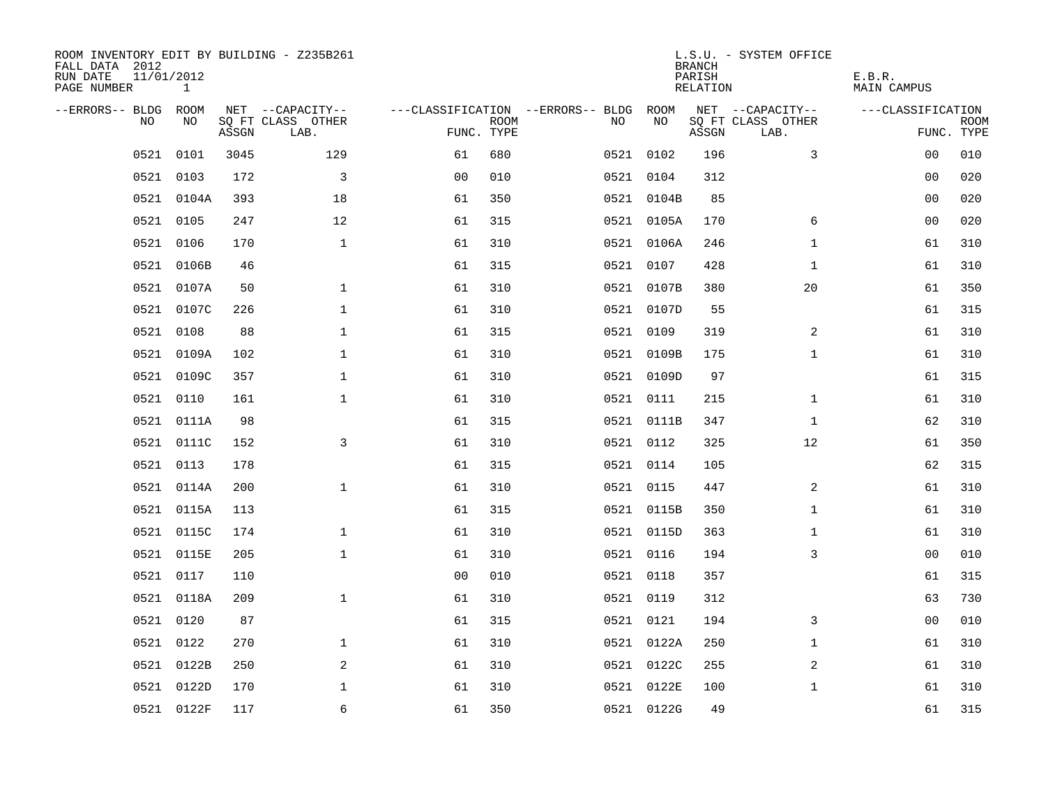ROOM INVENTORY EDIT BY BUILDING - Z235B261
FALL DATA 2012
RUN DATE 11/01/2012
PAGE NUMBER 1

L.S.U. - SYSTEM OFFICE
BRANCH
PARISH E.B.R.
RELATION MAIN CAMPUS

| --ERRORS-- | BLDG NO | ROOM NO | NET SQ FT ASSGN | --CAPACITY-- CLASS LAB. | OTHER | ---CLASSIFICATION FUNC. | ROOM TYPE | --ERRORS-- | BLDG NO | ROOM NO | NET SQ FT ASSGN | --CAPACITY-- CLASS LAB. | OTHER | ---CLASSIFICATION FUNC. | ROOM TYPE |
|---|---|---|---|---|---|---|---|---|---|---|---|---|---|---|---|
| | 0521 | 0101 | 3045 | | 129 | 61 | 680 | | 0521 | 0102 | 196 | | 3 | 00 | 010 |
| | 0521 | 0103 | 172 | | 3 | 00 | 010 | | 0521 | 0104 | 312 | | | 00 | 020 |
| | 0521 | 0104A | 393 | | 18 | 61 | 350 | | 0521 | 0104B | 85 | | | 00 | 020 |
| | 0521 | 0105 | 247 | | 12 | 61 | 315 | | 0521 | 0105A | 170 | | 6 | 00 | 020 |
| | 0521 | 0106 | 170 | | 1 | 61 | 310 | | 0521 | 0106A | 246 | | 1 | 61 | 310 |
| | 0521 | 0106B | 46 | | | 61 | 315 | | 0521 | 0107 | 428 | | 1 | 61 | 310 |
| | 0521 | 0107A | 50 | | 1 | 61 | 310 | | 0521 | 0107B | 380 | | 20 | 61 | 350 |
| | 0521 | 0107C | 226 | | 1 | 61 | 310 | | 0521 | 0107D | 55 | | | 61 | 315 |
| | 0521 | 0108 | 88 | | 1 | 61 | 315 | | 0521 | 0109 | 319 | | 2 | 61 | 310 |
| | 0521 | 0109A | 102 | | 1 | 61 | 310 | | 0521 | 0109B | 175 | | 1 | 61 | 310 |
| | 0521 | 0109C | 357 | | 1 | 61 | 310 | | 0521 | 0109D | 97 | | | 61 | 315 |
| | 0521 | 0110 | 161 | | 1 | 61 | 310 | | 0521 | 0111 | 215 | | 1 | 61 | 310 |
| | 0521 | 0111A | 98 | | | 61 | 315 | | 0521 | 0111B | 347 | | 1 | 62 | 310 |
| | 0521 | 0111C | 152 | | 3 | 61 | 310 | | 0521 | 0112 | 325 | | 12 | 61 | 350 |
| | 0521 | 0113 | 178 | | | 61 | 315 | | 0521 | 0114 | 105 | | | 62 | 315 |
| | 0521 | 0114A | 200 | | 1 | 61 | 310 | | 0521 | 0115 | 447 | | 2 | 61 | 310 |
| | 0521 | 0115A | 113 | | | 61 | 315 | | 0521 | 0115B | 350 | | 1 | 61 | 310 |
| | 0521 | 0115C | 174 | | 1 | 61 | 310 | | 0521 | 0115D | 363 | | 1 | 61 | 310 |
| | 0521 | 0115E | 205 | | 1 | 61 | 310 | | 0521 | 0116 | 194 | | 3 | 00 | 010 |
| | 0521 | 0117 | 110 | | | 00 | 010 | | 0521 | 0118 | 357 | | | 61 | 315 |
| | 0521 | 0118A | 209 | | 1 | 61 | 310 | | 0521 | 0119 | 312 | | | 63 | 730 |
| | 0521 | 0120 | 87 | | | 61 | 315 | | 0521 | 0121 | 194 | | 3 | 00 | 010 |
| | 0521 | 0122 | 270 | | 1 | 61 | 310 | | 0521 | 0122A | 250 | | 1 | 61 | 310 |
| | 0521 | 0122B | 250 | | 2 | 61 | 310 | | 0521 | 0122C | 255 | | 2 | 61 | 310 |
| | 0521 | 0122D | 170 | | 1 | 61 | 310 | | 0521 | 0122E | 100 | | 1 | 61 | 310 |
| | 0521 | 0122F | 117 | | 6 | 61 | 350 | | 0521 | 0122G | 49 | | | 61 | 315 |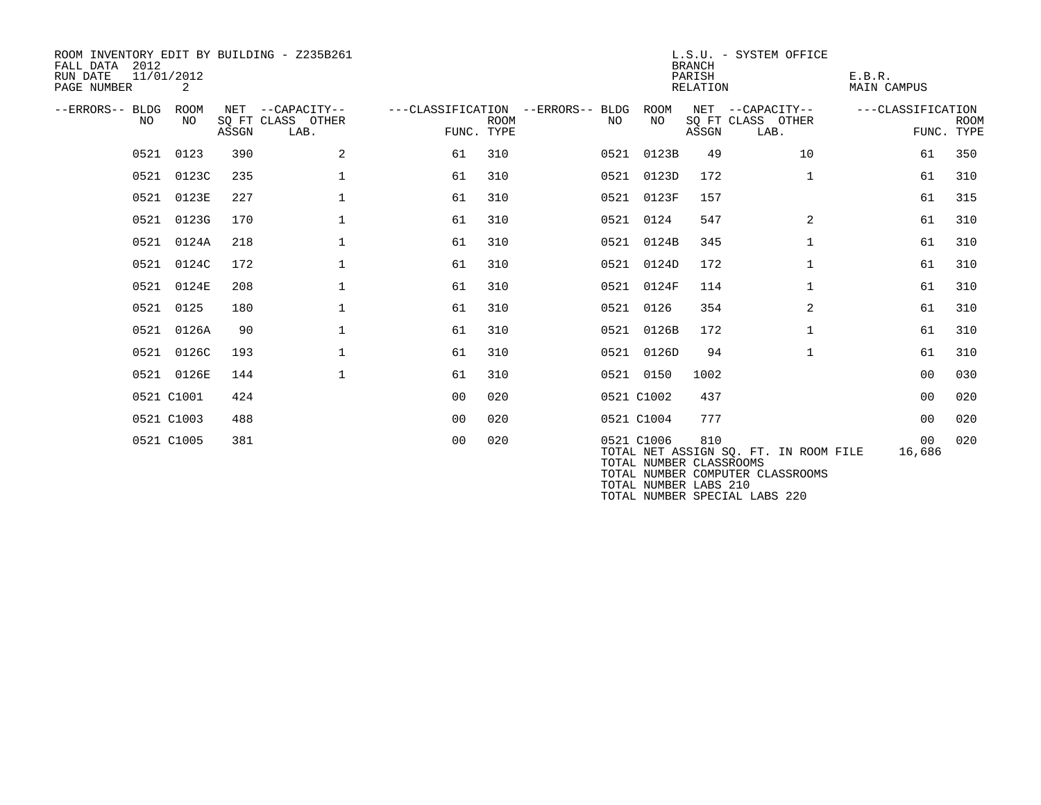ROOM INVENTORY EDIT BY BUILDING - Z235B261
FALL DATA 2012
RUN DATE 11/01/2012
PAGE NUMBER 2

L.S.U. - SYSTEM OFFICE
BRANCH
PARISH E.B.R.
RELATION MAIN CAMPUS

| --ERRORS-- | BLDG NO | ROOM NO | NET SQ FT ASSGN | --CAPACITY-- CLASS | OTHER LAB. | ---CLASSIFICATION FUNC. | ROOM TYPE | --ERRORS-- | BLDG NO | ROOM NO | NET SQ FT ASSGN | --CAPACITY-- CLASS | OTHER LAB. | ---CLASSIFICATION FUNC. | ROOM TYPE |
|---|---|---|---|---|---|---|---|---|---|---|---|---|---|---|---|
| | 0521 | 0123 | 390 | | 2 | 61 | 310 | | 0521 | 0123B | 49 | | 10 | 61 | 350 |
| | 0521 | 0123C | 235 | | 1 | 61 | 310 | | 0521 | 0123D | 172 | | 1 | 61 | 310 |
| | 0521 | 0123E | 227 | | 1 | 61 | 310 | | 0521 | 0123F | 157 | | | 61 | 315 |
| | 0521 | 0123G | 170 | | 1 | 61 | 310 | | 0521 | 0124 | 547 | | 2 | 61 | 310 |
| | 0521 | 0124A | 218 | | 1 | 61 | 310 | | 0521 | 0124B | 345 | | 1 | 61 | 310 |
| | 0521 | 0124C | 172 | | 1 | 61 | 310 | | 0521 | 0124D | 172 | | 1 | 61 | 310 |
| | 0521 | 0124E | 208 | | 1 | 61 | 310 | | 0521 | 0124F | 114 | | 1 | 61 | 310 |
| | 0521 | 0125 | 180 | | 1 | 61 | 310 | | 0521 | 0126 | 354 | | 2 | 61 | 310 |
| | 0521 | 0126A | 90 | | 1 | 61 | 310 | | 0521 | 0126B | 172 | | 1 | 61 | 310 |
| | 0521 | 0126C | 193 | | 1 | 61 | 310 | | 0521 | 0126D | 94 | | 1 | 61 | 310 |
| | 0521 | 0126E | 144 | | 1 | 61 | 310 | | 0521 | 0150 | 1002 | | | 00 | 030 |
| | 0521 | C1001 | 424 | | | 00 | 020 | | 0521 | C1002 | 437 | | | 00 | 020 |
| | 0521 | C1003 | 488 | | | 00 | 020 | | 0521 | C1004 | 777 | | | 00 | 020 |
| | 0521 | C1005 | 381 | | | 00 | 020 | | 0521 | C1006 | 810 | | | 00 | 020 |

TOTAL NET ASSIGN SQ. FT. IN ROOM FILE 16,686
TOTAL NUMBER CLASSROOMS
TOTAL NUMBER COMPUTER CLASSROOMS
TOTAL NUMBER LABS 210
TOTAL NUMBER SPECIAL LABS 220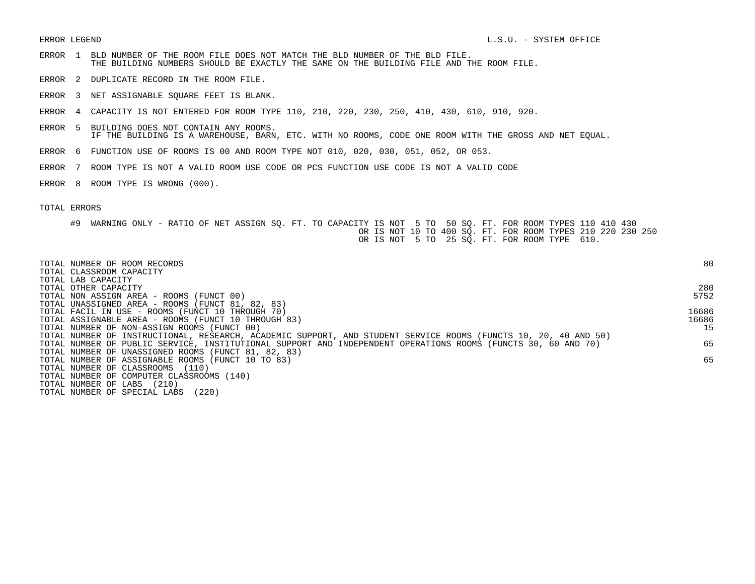ERROR LEGEND

L.S.U. - SYSTEM OFFICE

ERROR 1 BLD NUMBER OF THE ROOM FILE DOES NOT MATCH THE BLD NUMBER OF THE BLD FILE.
THE BUILDING NUMBERS SHOULD BE EXACTLY THE SAME ON THE BUILDING FILE AND THE ROOM FILE.

ERROR 2 DUPLICATE RECORD IN THE ROOM FILE.

ERROR 3 NET ASSIGNABLE SQUARE FEET IS BLANK.

ERROR 4 CAPACITY IS NOT ENTERED FOR ROOM TYPE 110, 210, 220, 230, 250, 410, 430, 610, 910, 920.

ERROR 5 BUILDING DOES NOT CONTAIN ANY ROOMS.
IF THE BUILDING IS A WAREHOUSE, BARN, ETC. WITH NO ROOMS, CODE ONE ROOM WITH THE GROSS AND NET EQUAL.

ERROR 6 FUNCTION USE OF ROOMS IS 00 AND ROOM TYPE NOT 010, 020, 030, 051, 052, OR 053.

ERROR 7 ROOM TYPE IS NOT A VALID ROOM USE CODE OR PCS FUNCTION USE CODE IS NOT A VALID CODE

ERROR 8 ROOM TYPE IS WRONG (000).

TOTAL ERRORS

#9 WARNING ONLY - RATIO OF NET ASSIGN SQ. FT. TO CAPACITY IS NOT 5 TO 50 SQ. FT. FOR ROOM TYPES 110 410 430
OR IS NOT 10 TO 400 SQ. FT. FOR ROOM TYPES 210 220 230 250
OR IS NOT 5 TO 25 SQ. FT. FOR ROOM TYPE 610.

| | |
|---|---|
| TOTAL NUMBER OF ROOM RECORDS | 80 |
| TOTAL CLASSROOM CAPACITY | |
| TOTAL LAB CAPACITY | |
| TOTAL OTHER CAPACITY | 280 |
| TOTAL NON ASSIGN AREA - ROOMS (FUNCT 00) | 5752 |
| TOTAL UNASSIGNED AREA - ROOMS (FUNCT 81, 82, 83) | |
| TOTAL FACIL IN USE - ROOMS (FUNCT 10 THROUGH 70) | 16686 |
| TOTAL ASSIGNABLE AREA - ROOMS (FUNCT 10 THROUGH 83) | 16686 |
| TOTAL NUMBER OF NON-ASSIGN ROOMS (FUNCT 00) | 15 |
| TOTAL NUMBER OF INSTRUCTIONAL, RESEARCH, ACADEMIC SUPPORT, AND STUDENT SERVICE ROOMS (FUNCTS 10, 20, 40 AND 50) | |
| TOTAL NUMBER OF PUBLIC SERVICE, INSTITUTIONAL SUPPORT AND INDEPENDENT OPERATIONS ROOMS (FUNCTS 30, 60 AND 70) | 65 |
| TOTAL NUMBER OF UNASSIGNED ROOMS (FUNCT 81, 82, 83) | |
| TOTAL NUMBER OF ASSIGNABLE ROOMS (FUNCT 10 TO 83) | 65 |
| TOTAL NUMBER OF CLASSROOMS (110) | |
| TOTAL NUMBER OF COMPUTER CLASSROOMS (140) | |
| TOTAL NUMBER OF LABS (210) | |
| TOTAL NUMBER OF SPECIAL LABS (220) | |